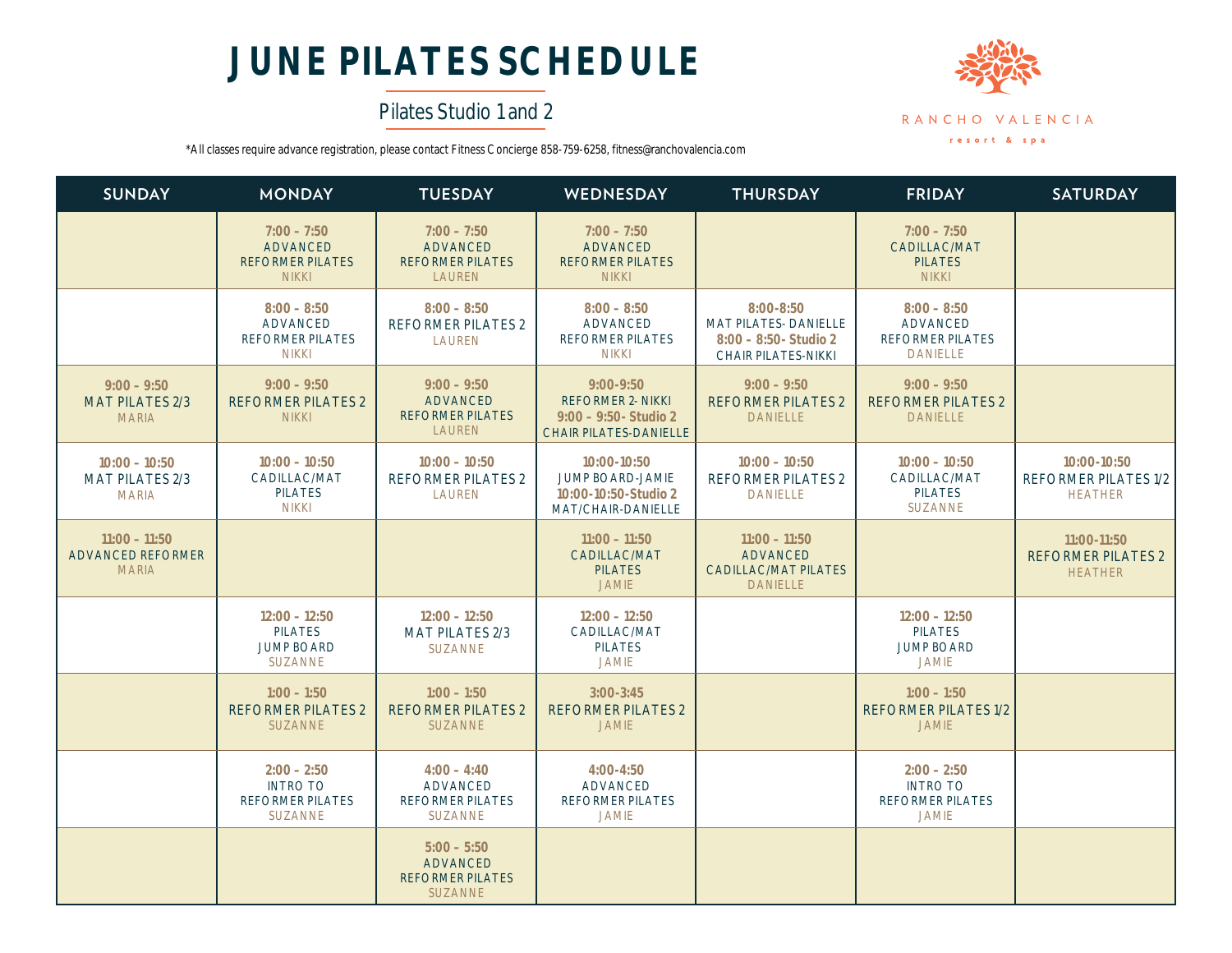# JUNE PILATES SCHEDULE

Pilates Studio 1 and 2

RANCHO VALENCIA resort & spa

*All classes require advance registration, please contact Fitness Concierge 858-759-6258, fitness@ranchovalencia.com

| SUNDAY | MONDAY | TUESDAY | WEDNESDAY | THURSDAY | FRIDAY | SATURDAY |
|---|---|---|---|---|---|---|
| | 7:00 – 7:50 ADVANCED REFORMER PILATES NIKKI | 7:00 – 7:50 ADVANCED REFORMER PILATES LAUREN | 7:00 – 7:50 ADVANCED REFORMER PILATES NIKKI | | 7:00 – 7:50 CADILLAC/MAT PILATES NIKKI | |
| | 8:00 – 8:50 ADVANCED REFORMER PILATES NIKKI | 8:00 – 8:50 REFORMER PILATES 2 LAUREN | 8:00 – 8:50 ADVANCED REFORMER PILATES NIKKI | 8:00-8:50 MAT PILATES- DANIELLE 8:00 – 8:50- Studio 2 CHAIR PILATES-NIKKI | 8:00 – 8:50 ADVANCED REFORMER PILATES DANIELLE | |
| 9:00 – 9:50 MAT PILATES 2/3 MARIA | 9:00 – 9:50 REFORMER PILATES 2 NIKKI | 9:00 – 9:50 ADVANCED REFORMER PILATES LAUREN | 9:00-9:50 REFORMER 2- NIKKI 9:00 – 9:50- Studio 2 CHAIR PILATES-DANIELLE | 9:00 – 9:50 REFORMER PILATES 2 DANIELLE | 9:00 – 9:50 REFORMER PILATES 2 DANIELLE | |
| 10:00 – 10:50 MAT PILATES 2/3 MARIA | 10:00 – 10:50 CADILLAC/MAT PILATES NIKKI | 10:00 – 10:50 REFORMER PILATES 2 LAUREN | 10:00-10:50 JUMPBOARD-JAMIE 10:00-10:50-Studio 2 MAT/CHAIR-DANIELLE | 10:00 – 10:50 REFORMER PILATES 2 DANIELLE | 10:00 – 10:50 CADILLAC/MAT PILATES SUZANNE | 10:00-10:50 REFORMER PILATES 1/2 HEATHER |
| 11:00 – 11:50 ADVANCED REFORMER MARIA | | | 11:00 – 11:50 CADILLAC/MAT PILATES JAMIE | 11:00 – 11:50 ADVANCED CADILLAC/MAT PILATES DANIELLE | | 11:00-11:50 REFORMER PILATES 2 HEATHER |
| | 12:00 – 12:50 PILATES JUMPBOARD SUZANNE | 12:00 – 12:50 MAT PILATES 2/3 SUZANNE | 12:00 – 12:50 CADILLAC/MAT PILATES JAMIE | | 12:00 – 12:50 PILATES JUMPBOARD JAMIE | |
| | 1:00 – 1:50 REFORMER PILATES 2 SUZANNE | 1:00 – 1:50 REFORMER PILATES 2 SUZANNE | 3:00-3:45 REFORMER PILATES 2 JAMIE | | 1:00 – 1:50 REFORMER PILATES 1/2 JAMIE | |
| | 2:00 – 2:50 INTRO TO REFORMER PILATES SUZANNE | 4:00 – 4:40 ADVANCED REFORMER PILATES SUZANNE | 4:00-4:50 ADVANCED REFORMER PILATES JAMIE | | 2:00 – 2:50 INTRO TO REFORMER PILATES JAMIE | |
| | | 5:00 – 5:50 ADVANCED REFORMER PILATES SUZANNE | | | | |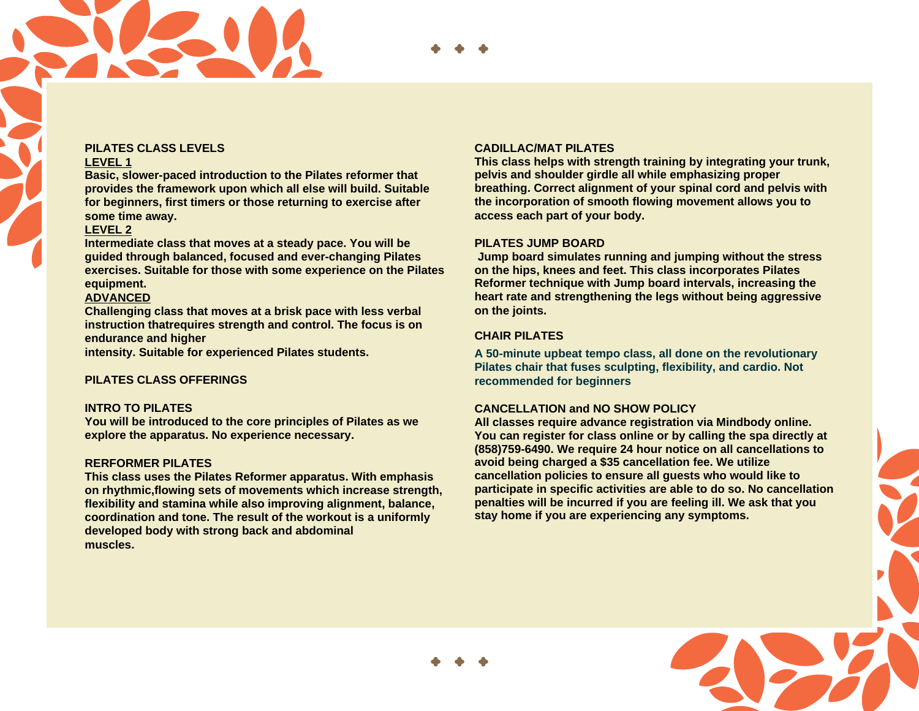**PILATES CLASS LEVELS**

**LEVEL 1**

**Basic, slower-paced introduction to the Pilates reformer that provides the framework upon which all else will build. Suitable for beginners, first timers or those returning to exercise after some time away.**

**LEVEL 2**

**Intermediate class that moves at a steady pace. You will be guided through balanced, focused and ever-changing Pilates exercises. Suitable for those with some experience on the Pilates equipment.**

**ADVANCED**

**Challenging class that moves at a brisk pace with less verbal instruction thatrequires strength and control. The focus is on endurance and higher intensity. Suitable for experienced Pilates students.**

**PILATES CLASS OFFERINGS**

**INTRO TO PILATES**

**You will be introduced to the core principles of Pilates as we explore the apparatus. No experience necessary.**

**RERFORMER PILATES**

**This class uses the Pilates Reformer apparatus. With emphasis on rhythmic,flowing sets of movements which increase strength, flexibility and stamina while also improving alignment, balance, coordination and tone. The result of the workout is a uniformly developed body with strong back and abdominal muscles.**

**CADILLAC/MAT PILATES**

**This class helps with strength training by integrating your trunk, pelvis and shoulder girdle all while emphasizing proper breathing. Correct alignment of your spinal cord and pelvis with the incorporation of smooth flowing movement allows you to access each part of your body.**

**PILATES JUMP BOARD**

**Jump board simulates running and jumping without the stress on the hips, knees and feet. This class incorporates Pilates Reformer technique with Jump board intervals, increasing the heart rate and strengthening the legs without being aggressive on the joints.**

**CHAIR PILATES**

**A 50-minute upbeat tempo class, all done on the revolutionary Pilates chair that fuses sculpting, flexibility, and cardio. Not recommended for beginners**

**CANCELLATION and NO SHOW POLICY**

**All classes require advance registration via Mindbody online. You can register for class online or by calling the spa directly at (858)759-6490. We require 24 hour notice on all cancellations to avoid being charged a $35 cancellation fee. We utilize cancellation policies to ensure all guests who would like to participate in specific activities are able to do so. No cancellation penalties will be incurred if you are feeling ill. We ask that you stay home if you are experiencing any symptoms.**